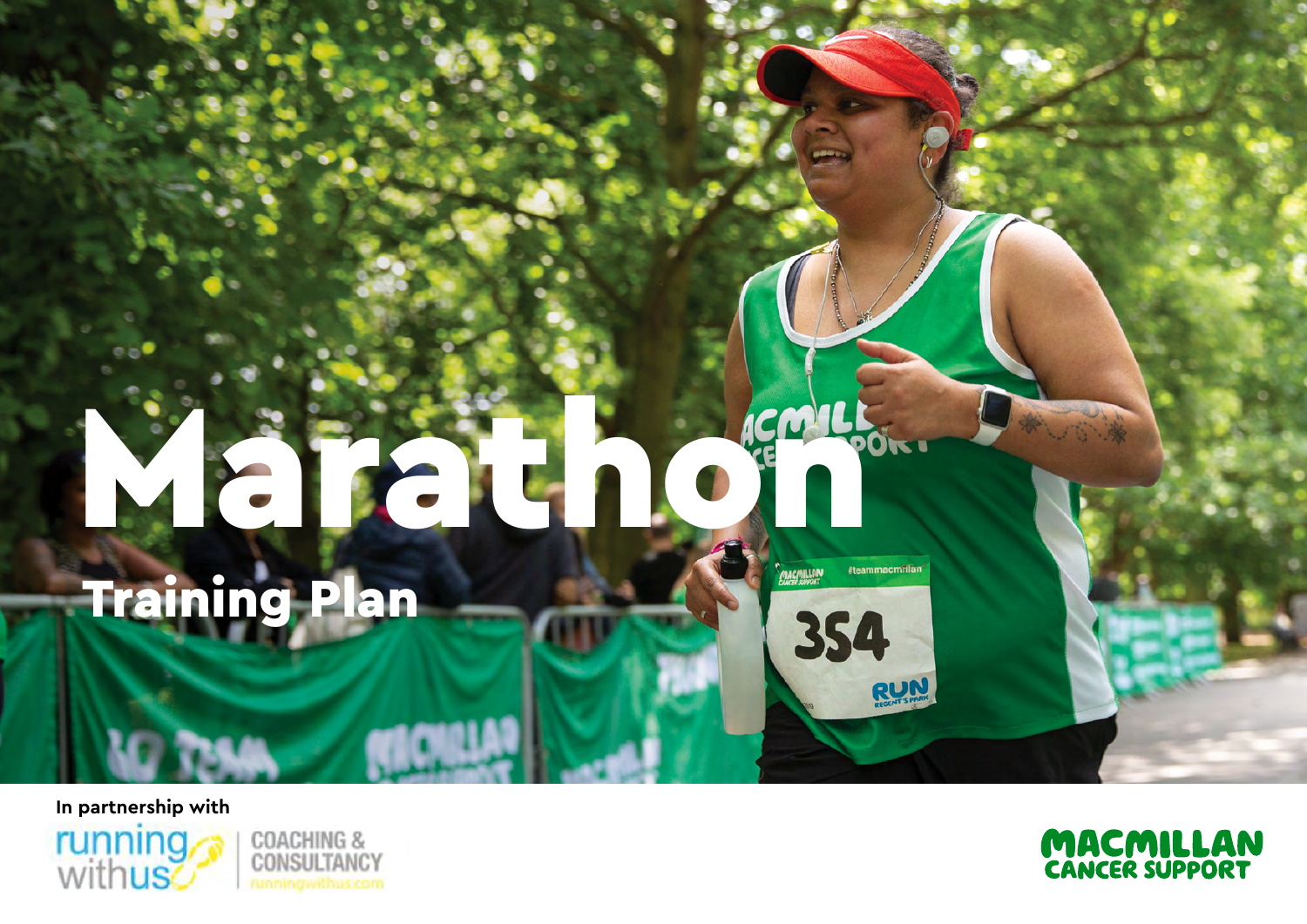# Marathon

## Training Plan

In partnership with

running with us COACHING & CONSULTANCY runningwithus.com

MACMILLAN CANCER SUPPORT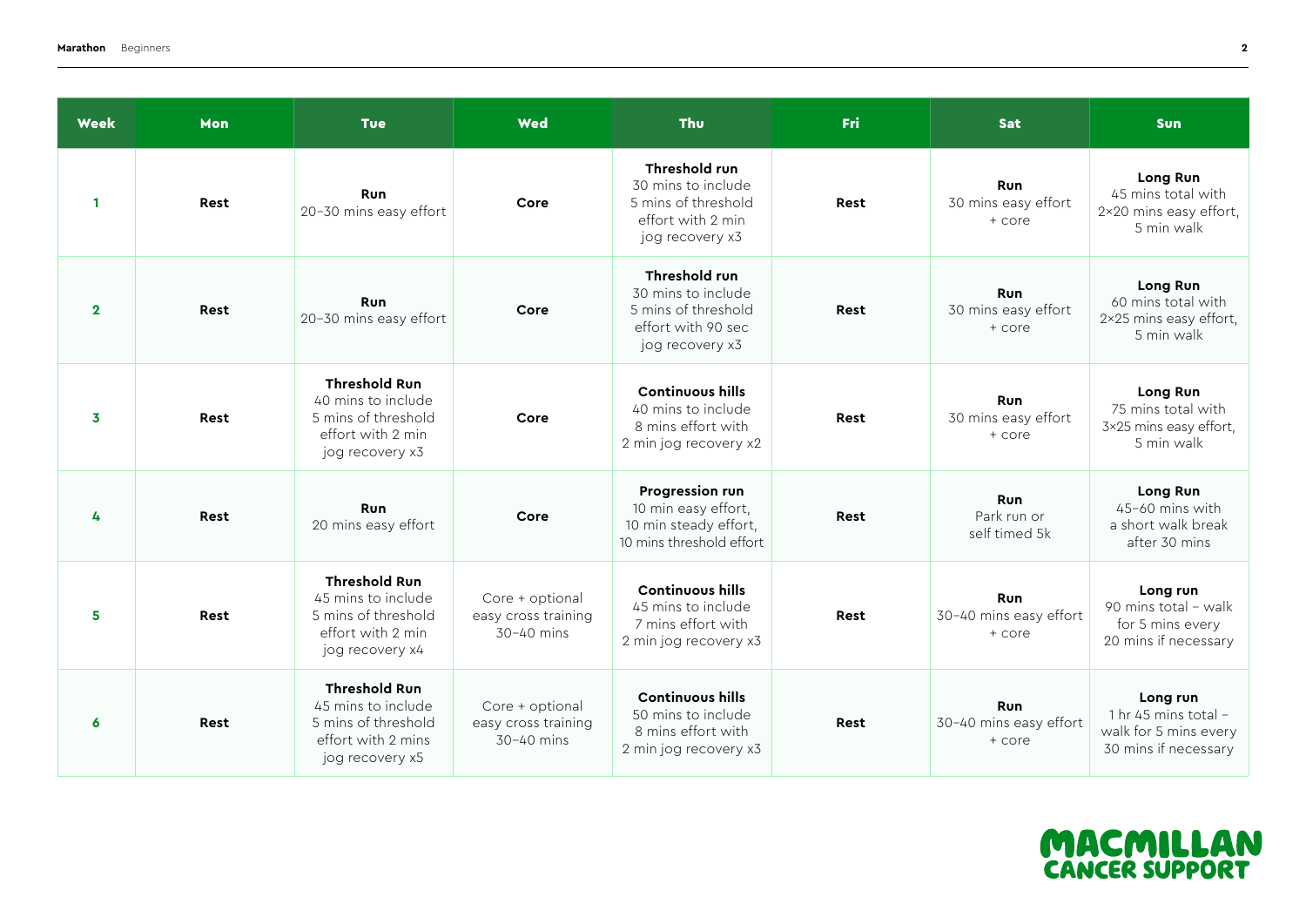| Week | Mon | Tue | Wed | Thu | Fri | Sat | Sun |
|---|---|---|---|---|---|---|---|
| 1 | **Rest** | **Run** 20–30 mins easy effort | **Core** | **Threshold run** 30 mins to include 5 mins of threshold effort with 2 min jog recovery x3 | **Rest** | **Run** 30 mins easy effort + core | **Long Run** 45 mins total with 2×20 mins easy effort, 5 min walk |
| 2 | **Rest** | **Run** 20–30 mins easy effort | **Core** | **Threshold run** 30 mins to include 5 mins of threshold effort with 90 sec jog recovery x3 | **Rest** | **Run** 30 mins easy effort + core | **Long Run** 60 mins total with 2×25 mins easy effort, 5 min walk |
| 3 | **Rest** | **Threshold Run** 40 mins to include 5 mins of threshold effort with 2 min jog recovery x3 | **Core** | **Continuous hills** 40 mins to include 8 mins effort with 2 min jog recovery x2 | **Rest** | **Run** 30 mins easy effort + core | **Long Run** 75 mins total with 3×25 mins easy effort, 5 min walk |
| 4 | **Rest** | **Run** 20 mins easy effort | **Core** | **Progression run** 10 min easy effort, 10 min steady effort, 10 mins threshold effort | **Rest** | **Run** Park run or self timed 5k | **Long Run** 45–60 mins with a short walk break after 30 mins |
| 5 | **Rest** | **Threshold Run** 45 mins to include 5 mins of threshold effort with 2 min jog recovery x4 | Core + optional easy cross training 30–40 mins | **Continuous hills** 45 mins to include 7 mins effort with 2 min jog recovery x3 | **Rest** | **Run** 30–40 mins easy effort + core | **Long run** 90 mins total – walk for 5 mins every 20 mins if necessary |
| 6 | **Rest** | **Threshold Run** 45 mins to include 5 mins of threshold effort with 2 mins jog recovery x5 | Core + optional easy cross training 30–40 mins | **Continuous hills** 50 mins to include 8 mins effort with 2 min jog recovery x3 | **Rest** | **Run** 30–40 mins easy effort + core | **Long run** 1 hr 45 mins total – walk for 5 mins every 30 mins if necessary |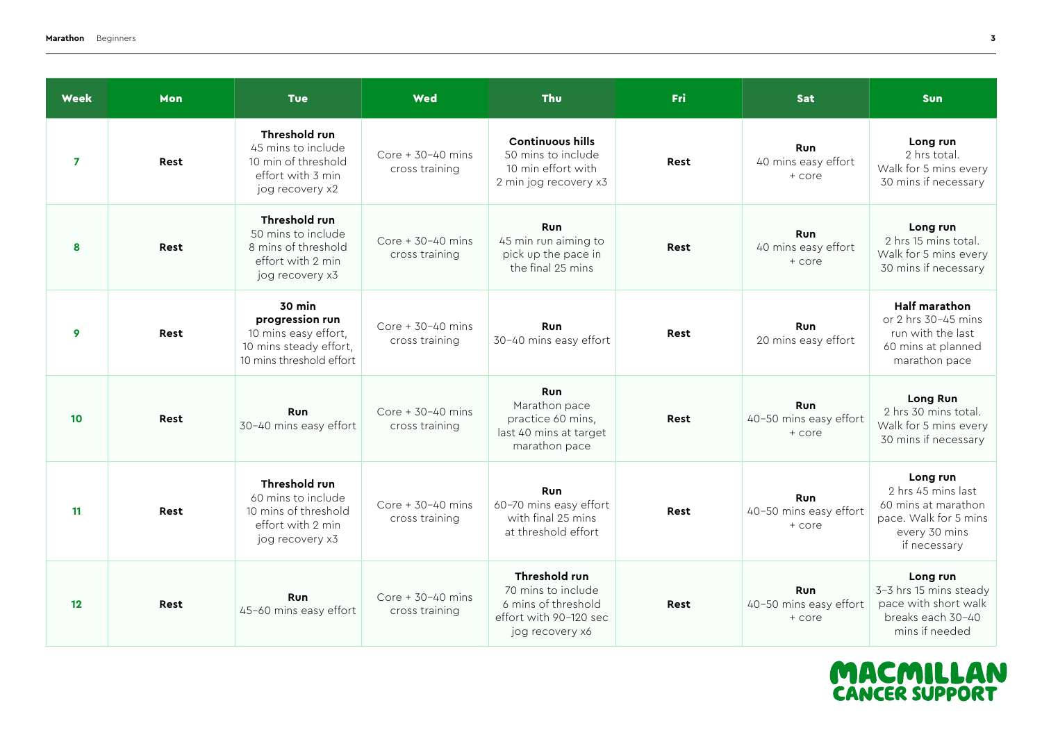| Week | Mon | Tue | Wed | Thu | Fri | Sat | Sun |
|---|---|---|---|---|---|---|---|
| 7 | Rest | **Threshold run** 45 mins to include 10 min of threshold effort with 3 min jog recovery x2 | Core + 30–40 mins cross training | **Continuous hills** 50 mins to include 10 min effort with 2 min jog recovery x3 | Rest | **Run** 40 mins easy effort + core | **Long run** 2 hrs total. Walk for 5 mins every 30 mins if necessary |
| 8 | Rest | **Threshold run** 50 mins to include 8 mins of threshold effort with 2 min jog recovery x3 | Core + 30–40 mins cross training | **Run** 45 min run aiming to pick up the pace in the final 25 mins | Rest | **Run** 40 mins easy effort + core | **Long run** 2 hrs 15 mins total. Walk for 5 mins every 30 mins if necessary |
| 9 | Rest | **30 min progression run** 10 mins easy effort, 10 mins steady effort, 10 mins threshold effort | Core + 30–40 mins cross training | **Run** 30–40 mins easy effort | Rest | **Run** 20 mins easy effort | **Half marathon** or 2 hrs 30–45 mins run with the last 60 mins at planned marathon pace |
| 10 | Rest | **Run** 30–40 mins easy effort | Core + 30–40 mins cross training | **Run** Marathon pace practice 60 mins, last 40 mins at target marathon pace | Rest | **Run** 40–50 mins easy effort + core | **Long Run** 2 hrs 30 mins total. Walk for 5 mins every 30 mins if necessary |
| 11 | Rest | **Threshold run** 60 mins to include 10 mins of threshold effort with 2 min jog recovery x3 | Core + 30–40 mins cross training | **Run** 60–70 mins easy effort with final 25 mins at threshold effort | Rest | **Run** 40–50 mins easy effort + core | **Long run** 2 hrs 45 mins last 60 mins at marathon pace. Walk for 5 mins every 30 mins if necessary |
| 12 | Rest | **Run** 45–60 mins easy effort | Core + 30–40 mins cross training | **Threshold run** 70 mins to include 6 mins of threshold effort with 90–120 sec jog recovery x6 | Rest | **Run** 40–50 mins easy effort + core | **Long run** 3–3 hrs 15 mins steady pace with short walk breaks each 30–40 mins if needed |

MACMILLAN CANCER SUPPORT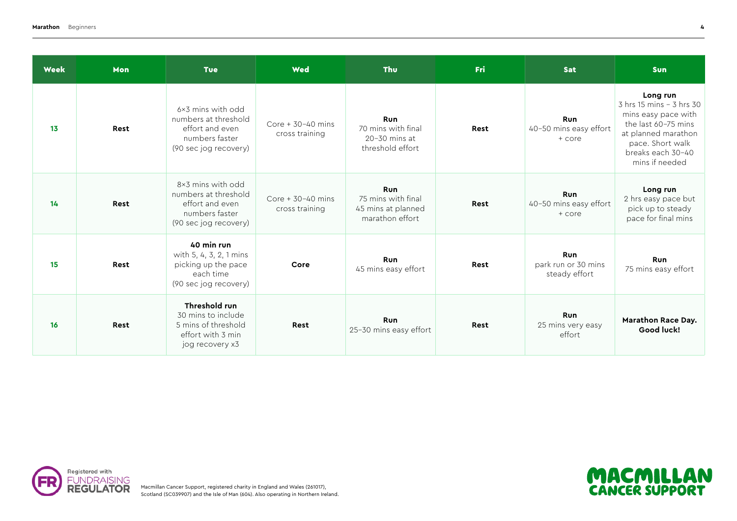| Week | Mon | Tue | Wed | Thu | Fri | Sat | Sun |
|---|---|---|---|---|---|---|---|
| 13 | **Rest** | 6×3 mins with odd numbers at threshold effort and even numbers faster (90 sec jog recovery) | Core + 30–40 mins cross training | **Run** 70 mins with final 20–30 mins at threshold effort | **Rest** | **Run** 40–50 mins easy effort + core | **Long run** 3 hrs 15 mins – 3 hrs 30 mins easy pace with the last 60–75 mins at planned marathon pace. Short walk breaks each 30–40 mins if needed |
| 14 | **Rest** | 8×3 mins with odd numbers at threshold effort and even numbers faster (90 sec jog recovery) | Core + 30–40 mins cross training | **Run** 75 mins with final 45 mins at planned marathon effort | **Rest** | **Run** 40–50 mins easy effort + core | **Long run** 2 hrs easy pace but pick up to steady pace for final mins |
| 15 | **Rest** | **40 min run** with 5, 4, 3, 2, 1 mins picking up the pace each time (90 sec jog recovery) | **Core** | **Run** 45 mins easy effort | **Rest** | **Run** park run or 30 mins steady effort | **Run** 75 mins easy effort |
| 16 | **Rest** | **Threshold run** 30 mins to include 5 mins of threshold effort with 3 min jog recovery x3 | **Rest** | **Run** 25–30 mins easy effort | **Rest** | **Run** 25 mins very easy effort | **Marathon Race Day. Good luck!** |

Registered with FUNDRAISING REGULATOR

Macmillan Cancer Support, registered charity in England and Wales (261017), Scotland (SC039907) and the Isle of Man (604). Also operating in Northern Ireland.

MACMILLAN CANCER SUPPORT